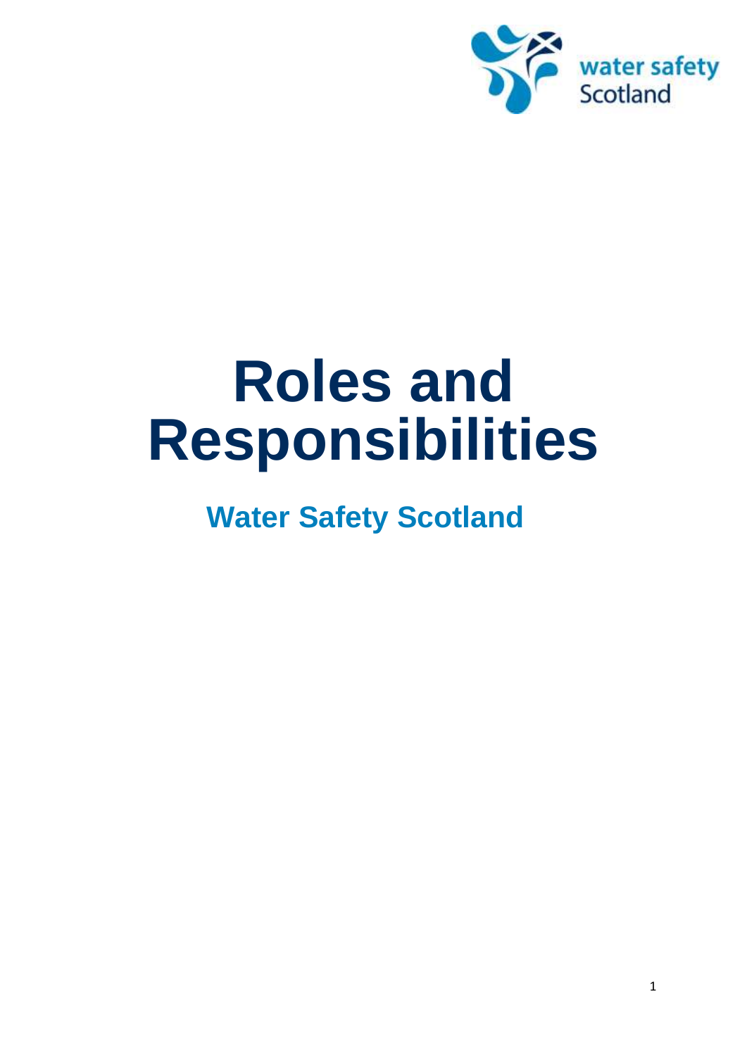# Roles and Responsibilities

## Water Safety Scotland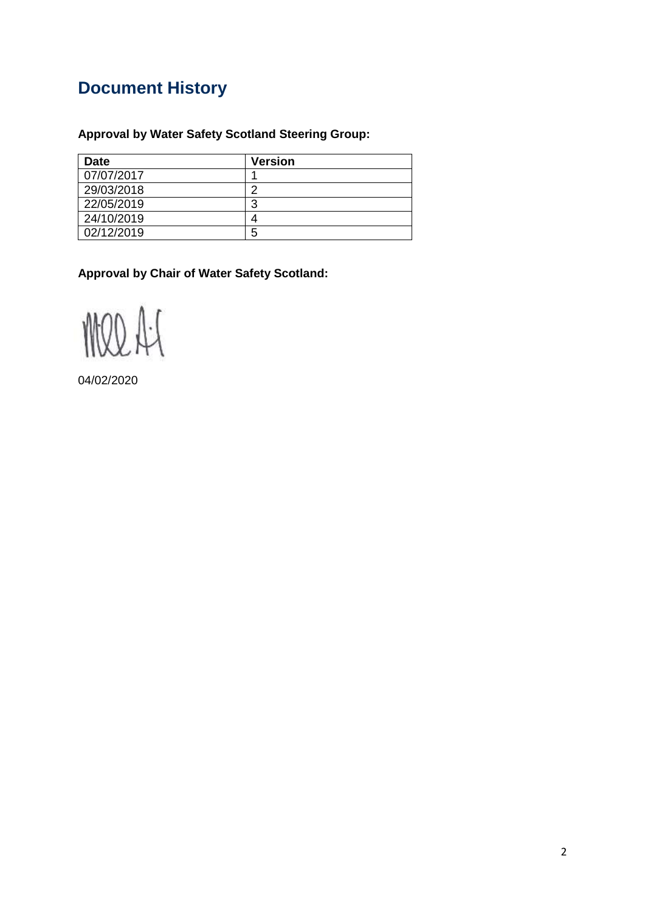# Document History

**Approval by Water Safety Scotland Steering Group:**

| Date | Version |
| --- | --- |
| 07/07/2017 | 1 |
| 29/03/2018 | 2 |
| 22/05/2019 | 3 |
| 24/10/2019 | 4 |
| 02/12/2019 | 5 |

**Approval by Chair of Water Safety Scotland:**

04/02/2020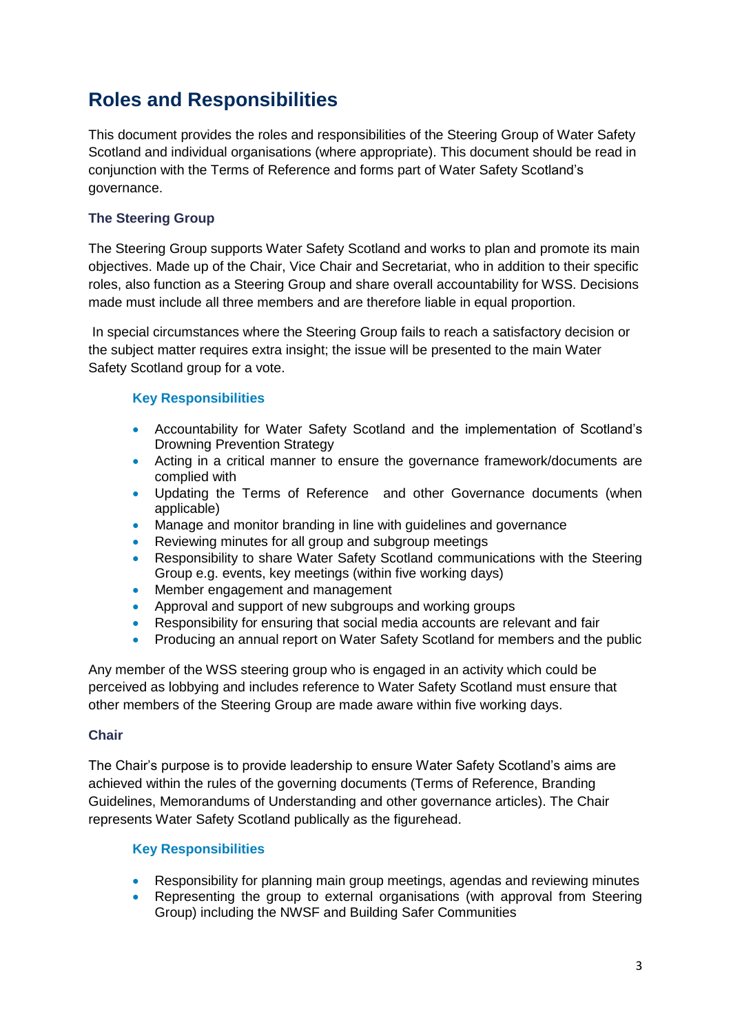# Roles and Responsibilities

This document provides the roles and responsibilities of the Steering Group of Water Safety Scotland and individual organisations (where appropriate). This document should be read in conjunction with the Terms of Reference and forms part of Water Safety Scotland's governance.

### The Steering Group

The Steering Group supports Water Safety Scotland and works to plan and promote its main objectives. Made up of the Chair, Vice Chair and Secretariat, who in addition to their specific roles, also function as a Steering Group and share overall accountability for WSS. Decisions made must include all three members and are therefore liable in equal proportion.

In special circumstances where the Steering Group fails to reach a satisfactory decision or the subject matter requires extra insight; the issue will be presented to the main Water Safety Scotland group for a vote.

#### Key Responsibilities

- Accountability for Water Safety Scotland and the implementation of Scotland's Drowning Prevention Strategy
- Acting in a critical manner to ensure the governance framework/documents are complied with
- Updating the Terms of Reference and other Governance documents (when applicable)
- Manage and monitor branding in line with guidelines and governance
- Reviewing minutes for all group and subgroup meetings
- Responsibility to share Water Safety Scotland communications with the Steering Group e.g. events, key meetings (within five working days)
- Member engagement and management
- Approval and support of new subgroups and working groups
- Responsibility for ensuring that social media accounts are relevant and fair
- Producing an annual report on Water Safety Scotland for members and the public

Any member of the WSS steering group who is engaged in an activity which could be perceived as lobbying and includes reference to Water Safety Scotland must ensure that other members of the Steering Group are made aware within five working days.

### Chair

The Chair's purpose is to provide leadership to ensure Water Safety Scotland's aims are achieved within the rules of the governing documents (Terms of Reference, Branding Guidelines, Memorandums of Understanding and other governance articles). The Chair represents Water Safety Scotland publically as the figurehead.

#### Key Responsibilities

- Responsibility for planning main group meetings, agendas and reviewing minutes
- Representing the group to external organisations (with approval from Steering Group) including the NWSF and Building Safer Communities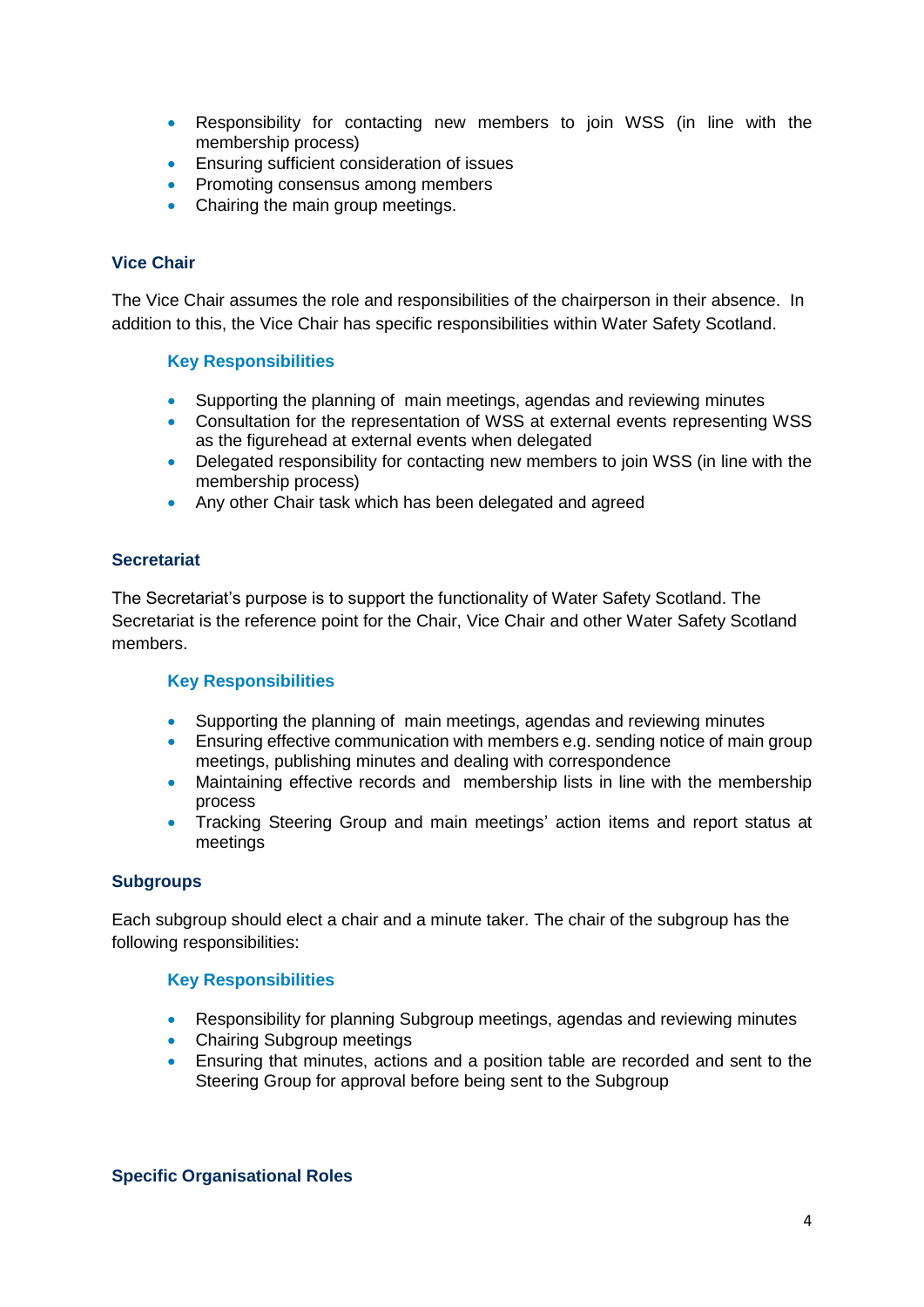- Responsibility for contacting new members to join WSS (in line with the membership process)
- Ensuring sufficient consideration of issues
- Promoting consensus among members
- Chairing the main group meetings.

## Vice Chair

The Vice Chair assumes the role and responsibilities of the chairperson in their absence. In addition to this, the Vice Chair has specific responsibilities within Water Safety Scotland.

### Key Responsibilities

- Supporting the planning of main meetings, agendas and reviewing minutes
- Consultation for the representation of WSS at external events representing WSS as the figurehead at external events when delegated
- Delegated responsibility for contacting new members to join WSS (in line with the membership process)
- Any other Chair task which has been delegated and agreed

## Secretariat

The Secretariat's purpose is to support the functionality of Water Safety Scotland. The Secretariat is the reference point for the Chair, Vice Chair and other Water Safety Scotland members.

### Key Responsibilities

- Supporting the planning of main meetings, agendas and reviewing minutes
- Ensuring effective communication with members e.g. sending notice of main group meetings, publishing minutes and dealing with correspondence
- Maintaining effective records and membership lists in line with the membership process
- Tracking Steering Group and main meetings' action items and report status at meetings

## Subgroups

Each subgroup should elect a chair and a minute taker. The chair of the subgroup has the following responsibilities:

### Key Responsibilities

- Responsibility for planning Subgroup meetings, agendas and reviewing minutes
- Chairing Subgroup meetings
- Ensuring that minutes, actions and a position table are recorded and sent to the Steering Group for approval before being sent to the Subgroup

## Specific Organisational Roles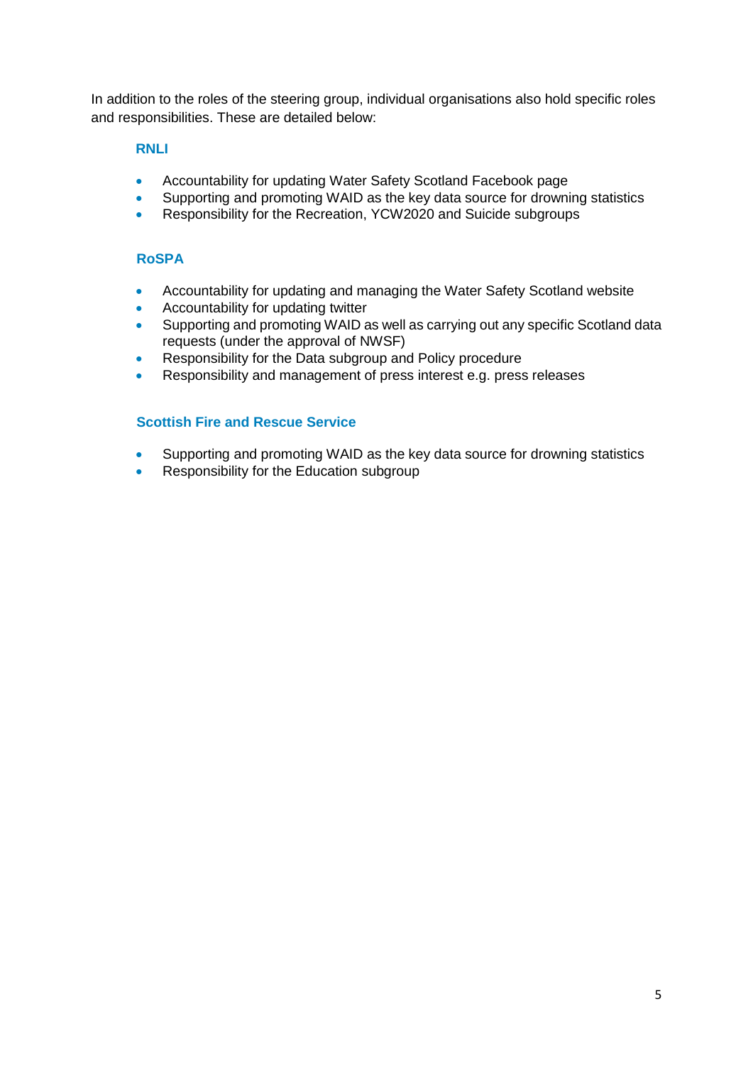In addition to the roles of the steering group, individual organisations also hold specific roles and responsibilities. These are detailed below:

### RNLI

- Accountability for updating Water Safety Scotland Facebook page
- Supporting and promoting WAID as the key data source for drowning statistics
- Responsibility for the Recreation, YCW2020 and Suicide subgroups

### RoSPA

- Accountability for updating and managing the Water Safety Scotland website
- Accountability for updating twitter
- Supporting and promoting WAID as well as carrying out any specific Scotland data requests (under the approval of NWSF)
- Responsibility for the Data subgroup and Policy procedure
- Responsibility and management of press interest e.g. press releases

### Scottish Fire and Rescue Service

- Supporting and promoting WAID as the key data source for drowning statistics
- Responsibility for the Education subgroup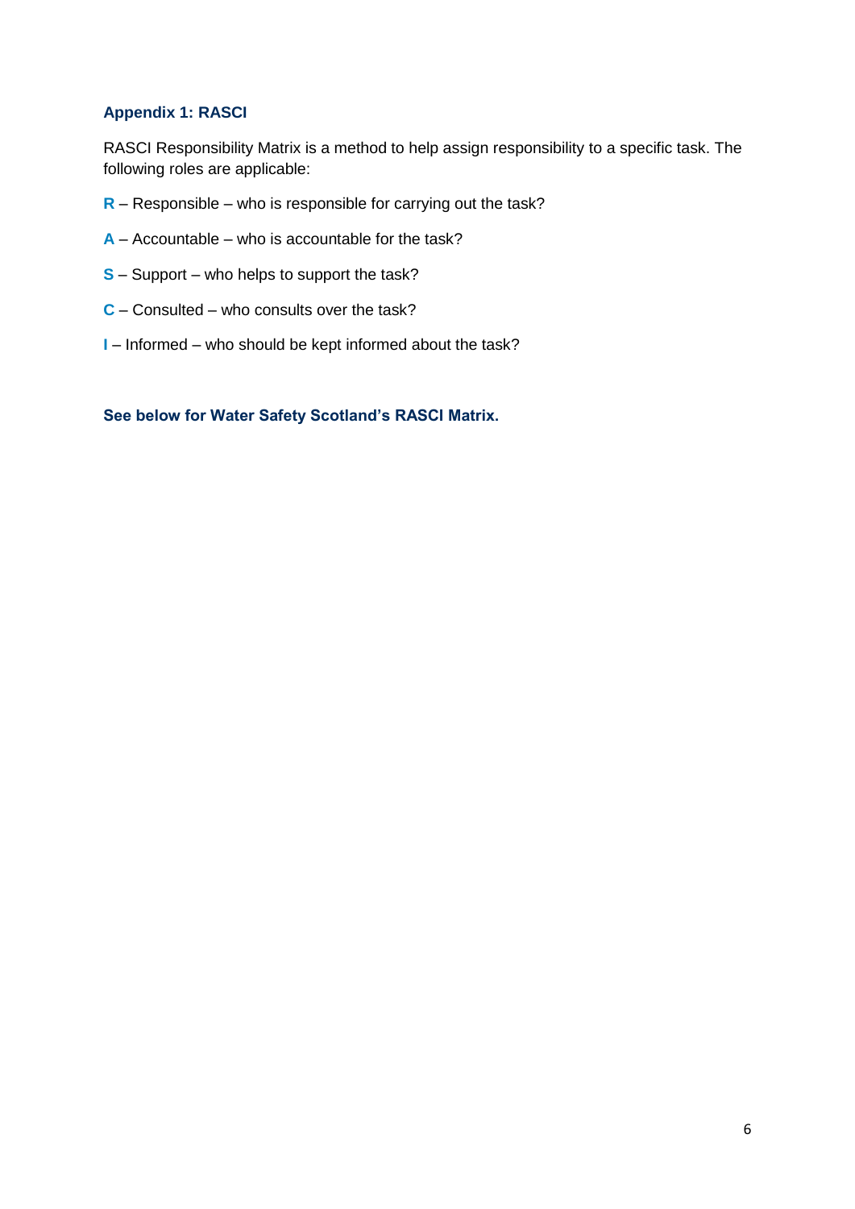## Appendix 1: RASCI

RASCI Responsibility Matrix is a method to help assign responsibility to a specific task. The following roles are applicable:

**R** – Responsible – who is responsible for carrying out the task?

**A** – Accountable – who is accountable for the task?

**S** – Support – who helps to support the task?

**C** – Consulted – who consults over the task?

**I** – Informed – who should be kept informed about the task?

**See below for Water Safety Scotland's RASCI Matrix.**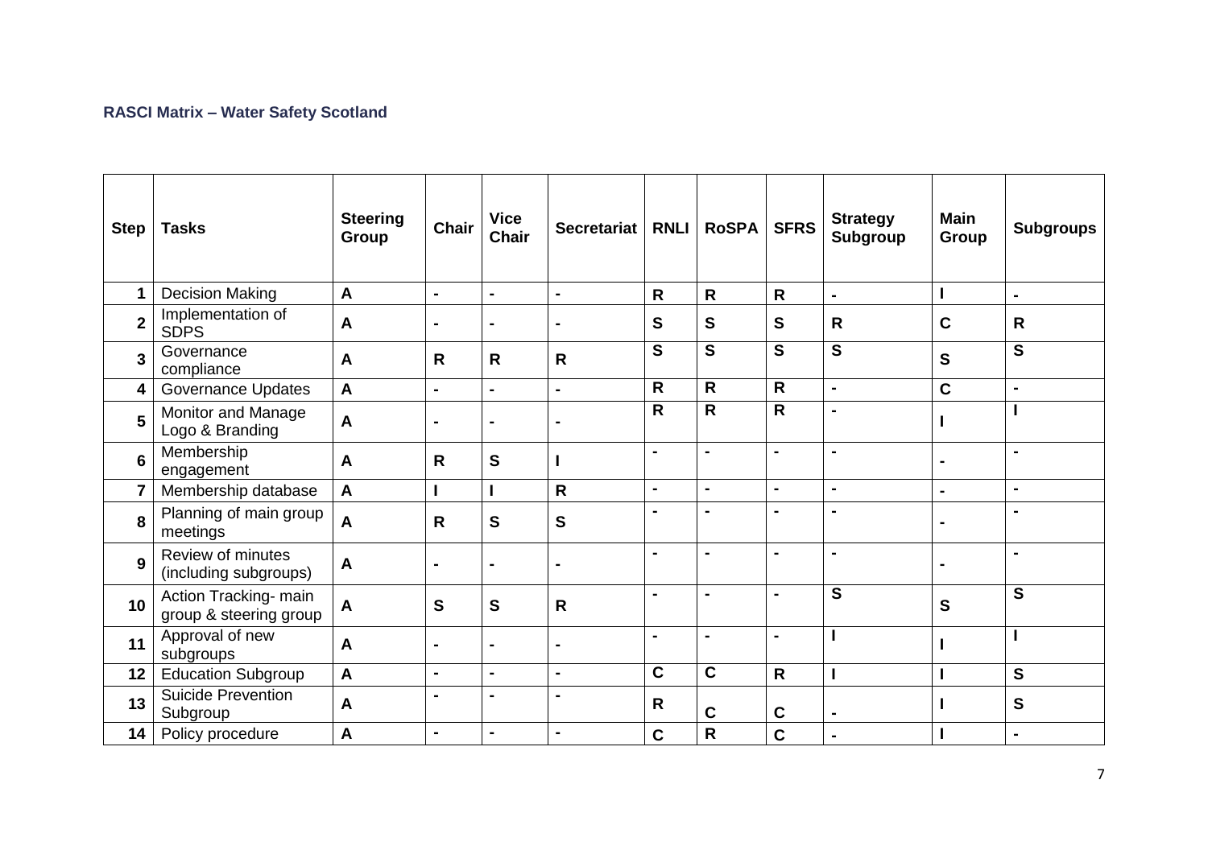**RASCI Matrix – Water Safety Scotland**

| Step | Tasks | Steering Group | Chair | Vice Chair | Secretariat | RNLI | RoSPA | SFRS | Strategy Subgroup | Main Group | Subgroups |
|---|---|---|---|---|---|---|---|---|---|---|---|
| 1 | Decision Making | A | - | - | - | R | R | R | - | I | - |
| 2 | Implementation of SDPS | A | - | - | - | S | S | S | R | C | R |
| 3 | Governance compliance | A | R | R | R | S | S | S | S | S | S |
| 4 | Governance Updates | A | - | - | - | R | R | R | - | C | - |
| 5 | Monitor and Manage Logo & Branding | A | - | - | - | R | R | R | - | I | I |
| 6 | Membership engagement | A | R | S | I | - | - | - | - | - | - |
| 7 | Membership database | A | I | I | R | - | - | - | - | - | - |
| 8 | Planning of main group meetings | A | R | S | S | - | - | - | - | - | - |
| 9 | Review of minutes (including subgroups) | A | - | - | - | - | - | - | - | - | - |
| 10 | Action Tracking- main group & steering group | A | S | S | R | - | - | - | S | S | S |
| 11 | Approval of new subgroups | A | - | - | - | - | - | - | I | I | I |
| 12 | Education Subgroup | A | - | - | - | C | C | R | I | I | S |
| 13 | Suicide Prevention Subgroup | A | - | - | - | R | C | C | - | I | S |
| 14 | Policy procedure | A | - | - | - | C | R | C | - | I | - |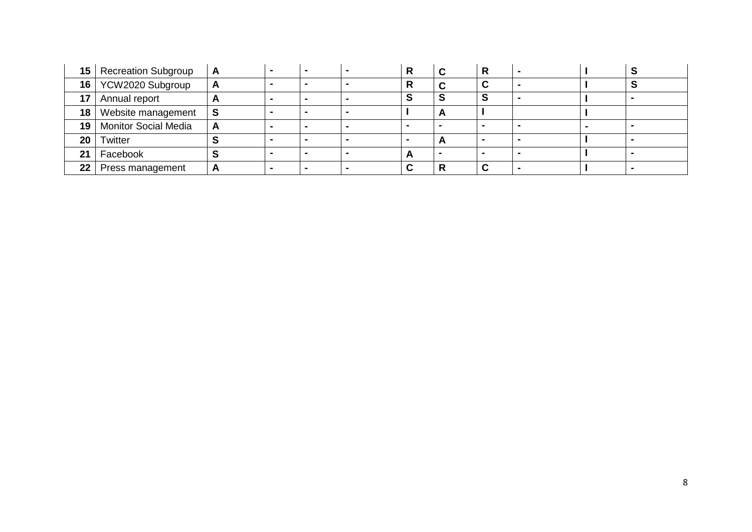| | | | | | | | | | | | |
|---|---|---|---|---|---|---|---|---|---|---|---|
| **15** | Recreation Subgroup | **A** | **-** | **-** | **-** | **R** | **C** | **R** | **-** | **I** | **S** |
| **16** | YCW2020 Subgroup | **A** | **-** | **-** | **-** | **R** | **C** | **C** | **-** | **I** | **S** |
| **17** | Annual report | **A** | **-** | **-** | **-** | **S** | **S** | **S** | **-** | **I** | **-** |
| **18** | Website management | **S** | **-** | **-** | **-** | **I** | **A** | **I** | | **I** | |
| **19** | Monitor Social Media | **A** | **-** | **-** | **-** | **-** | **-** | **-** | **-** | **-** | **-** |
| **20** | Twitter | **S** | **-** | **-** | **-** | **-** | **A** | **-** | **-** | **I** | **-** |
| **21** | Facebook | **S** | **-** | **-** | **-** | **A** | **-** | **-** | **-** | **I** | **-** |
| **22** | Press management | **A** | **-** | **-** | **-** | **C** | **R** | **C** | **-** | **I** | **-** |